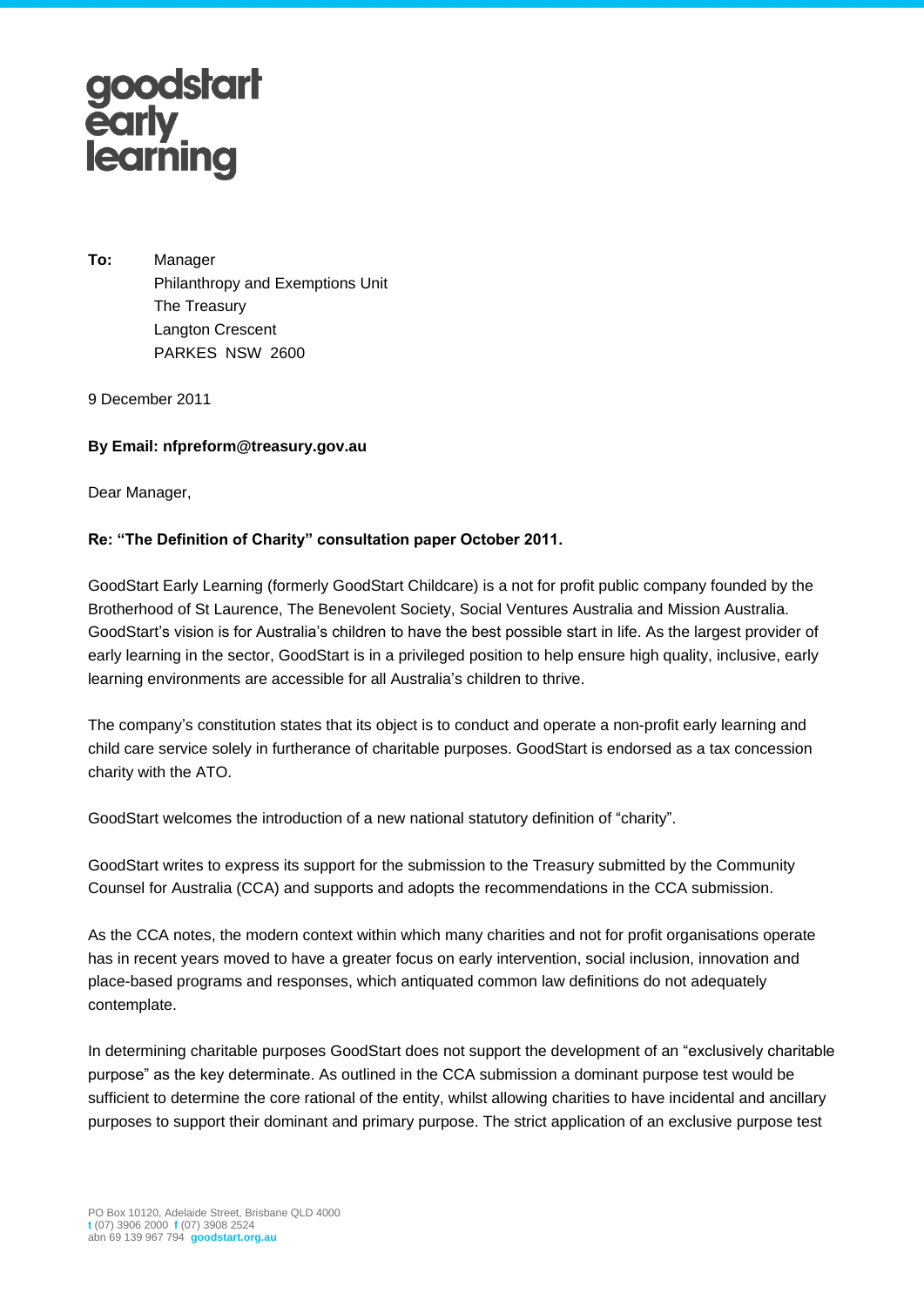goodstart early learning

**To:** Manager
Philanthropy and Exemptions Unit
The Treasury
Langton Crescent
PARKES NSW 2600

9 December 2011

**By Email: nfpreform@treasury.gov.au**

Dear Manager,

**Re: "The Definition of Charity" consultation paper October 2011.**

GoodStart Early Learning (formerly GoodStart Childcare) is a not for profit public company founded by the Brotherhood of St Laurence, The Benevolent Society, Social Ventures Australia and Mission Australia. GoodStart's vision is for Australia's children to have the best possible start in life. As the largest provider of early learning in the sector, GoodStart is in a privileged position to help ensure high quality, inclusive, early learning environments are accessible for all Australia's children to thrive.

The company's constitution states that its object is to conduct and operate a non-profit early learning and child care service solely in furtherance of charitable purposes. GoodStart is endorsed as a tax concession charity with the ATO.

GoodStart welcomes the introduction of a new national statutory definition of "charity".

GoodStart writes to express its support for the submission to the Treasury submitted by the Community Counsel for Australia (CCA) and supports and adopts the recommendations in the CCA submission.

As the CCA notes, the modern context within which many charities and not for profit organisations operate has in recent years moved to have a greater focus on early intervention, social inclusion, innovation and place-based programs and responses, which antiquated common law definitions do not adequately contemplate.

In determining charitable purposes GoodStart does not support the development of an "exclusively charitable purpose" as the key determinate. As outlined in the CCA submission a dominant purpose test would be sufficient to determine the core rational of the entity, whilst allowing charities to have incidental and ancillary purposes to support their dominant and primary purpose. The strict application of an exclusive purpose test

PO Box 10120, Adelaide Street, Brisbane QLD 4000
t (07) 3906 2000 f (07) 3908 2524
abn 69 139 967 794 goodstart.org.au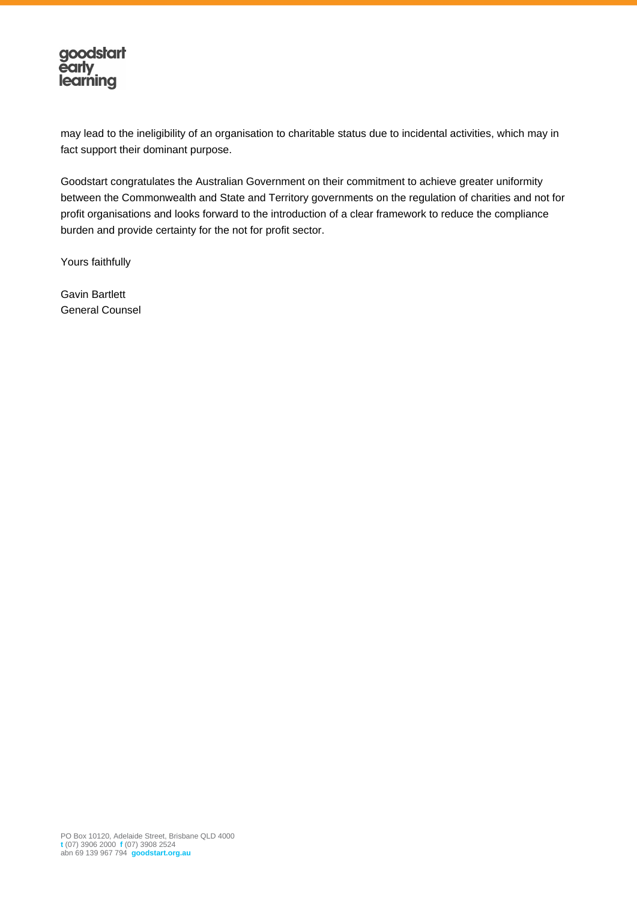may lead to the ineligibility of an organisation to charitable status due to incidental activities, which may in fact support their dominant purpose.

Goodstart congratulates the Australian Government on their commitment to achieve greater uniformity between the Commonwealth and State and Territory governments on the regulation of charities and not for profit organisations and looks forward to the introduction of a clear framework to reduce the compliance burden and provide certainty for the not for profit sector.

Yours faithfully

Gavin Bartlett
General Counsel